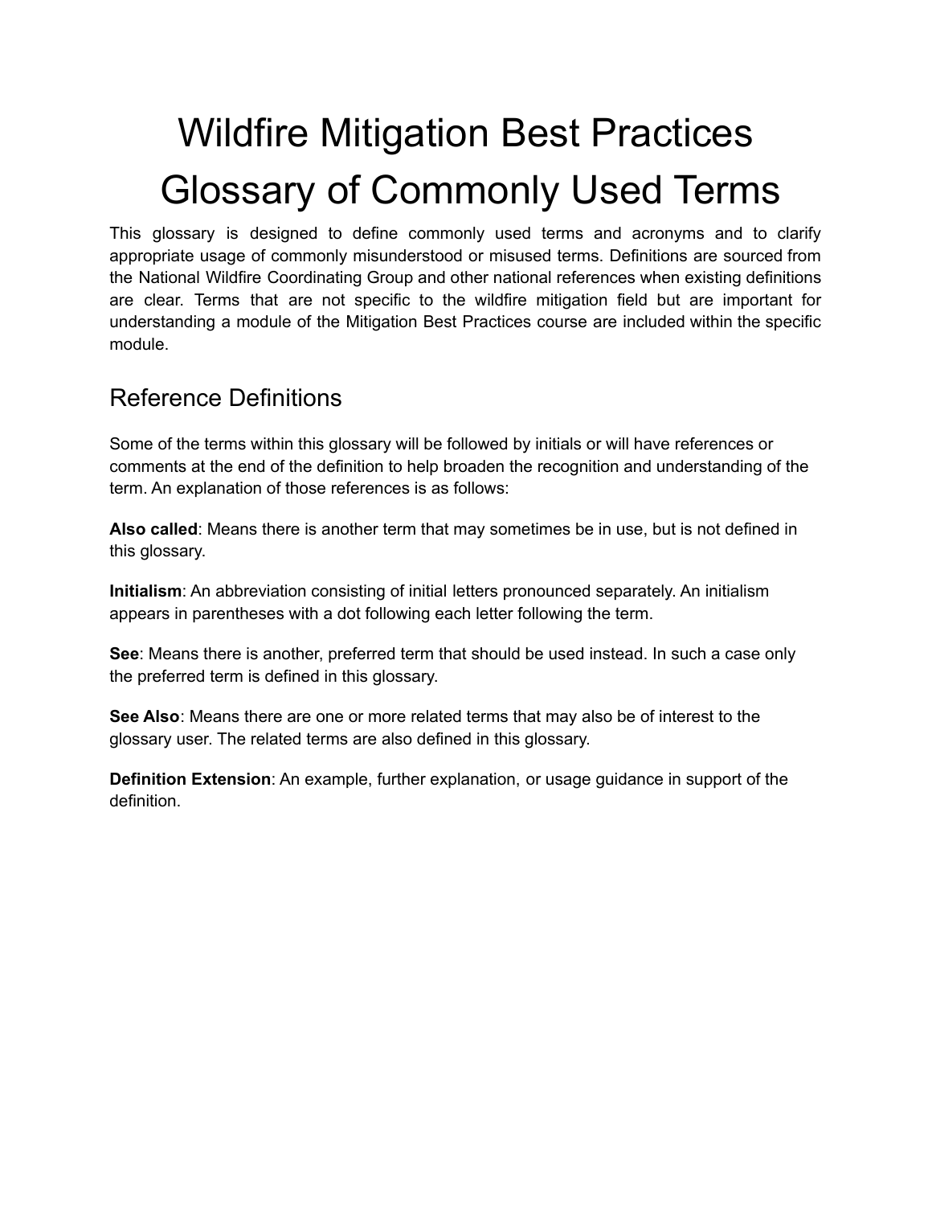# Wildfire Mitigation Best Practices Glossary of Commonly Used Terms

This glossary is designed to define commonly used terms and acronyms and to clarify appropriate usage of commonly misunderstood or misused terms. Definitions are sourced from the National Wildfire Coordinating Group and other national references when existing definitions are clear. Terms that are not specific to the wildfire mitigation field but are important for understanding a module of the Mitigation Best Practices course are included within the specific module.

## Reference Definitions

Some of the terms within this glossary will be followed by initials or will have references or comments at the end of the definition to help broaden the recognition and understanding of the term. An explanation of those references is as follows:

**Also called**: Means there is another term that may sometimes be in use, but is not defined in this glossary.

**Initialism**: An abbreviation consisting of initial letters pronounced separately. An initialism appears in parentheses with a dot following each letter following the term.

**See**: Means there is another, preferred term that should be used instead. In such a case only the preferred term is defined in this glossary.

**See Also**: Means there are one or more related terms that may also be of interest to the glossary user. The related terms are also defined in this glossary.

**Definition Extension**: An example, further explanation, or usage guidance in support of the definition.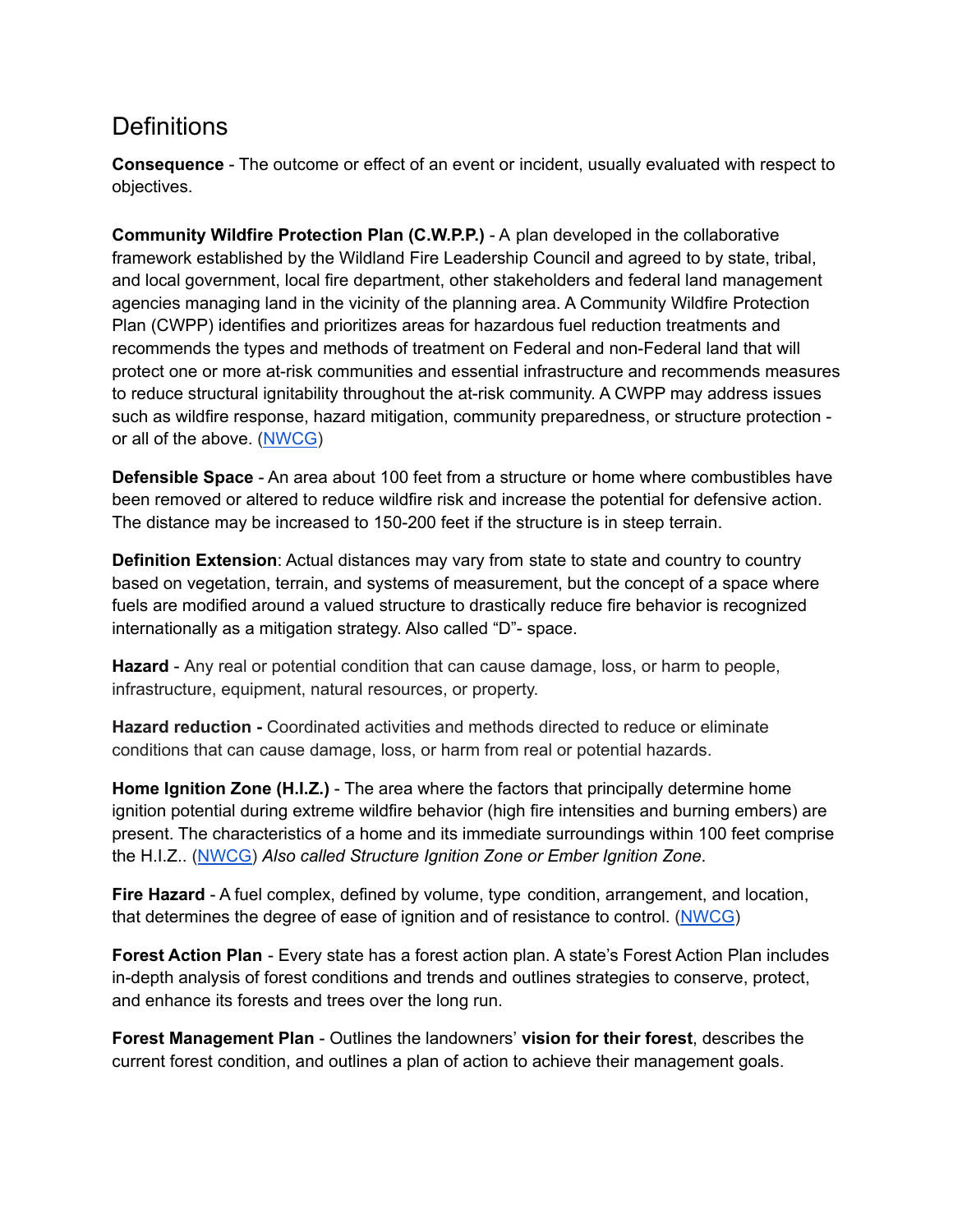## Definitions

**Consequence** - The outcome or effect of an event or incident, usually evaluated with respect to objectives.

**Community Wildfire Protection Plan (C.W.P.P.)** - A plan developed in the collaborative framework established by the Wildland Fire Leadership Council and agreed to by state, tribal, and local government, local fire department, other stakeholders and federal land management agencies managing land in the vicinity of the planning area. A Community Wildfire Protection Plan (CWPP) identifies and prioritizes areas for hazardous fuel reduction treatments and recommends the types and methods of treatment on Federal and non-Federal land that will protect one or more at-risk communities and essential infrastructure and recommends measures to reduce structural ignitability throughout the at-risk community. A CWPP may address issues such as wildfire response, hazard mitigation, community preparedness, or structure protection - or all of the above. (NWCG)

**Defensible Space** - An area about 100 feet from a structure or home where combustibles have been removed or altered to reduce wildfire risk and increase the potential for defensive action. The distance may be increased to 150-200 feet if the structure is in steep terrain.

**Definition Extension**: Actual distances may vary from state to state and country to country based on vegetation, terrain, and systems of measurement, but the concept of a space where fuels are modified around a valued structure to drastically reduce fire behavior is recognized internationally as a mitigation strategy. Also called "D"- space.

**Hazard** - Any real or potential condition that can cause damage, loss, or harm to people, infrastructure, equipment, natural resources, or property.

**Hazard reduction -** Coordinated activities and methods directed to reduce or eliminate conditions that can cause damage, loss, or harm from real or potential hazards.

**Home Ignition Zone (H.I.Z.)** - The area where the factors that principally determine home ignition potential during extreme wildfire behavior (high fire intensities and burning embers) are present. The characteristics of a home and its immediate surroundings within 100 feet comprise the H.I.Z.. (NWCG) *Also called Structure Ignition Zone or Ember Ignition Zone*.

**Fire Hazard** - A fuel complex, defined by volume, type condition, arrangement, and location, that determines the degree of ease of ignition and of resistance to control. (NWCG)

**Forest Action Plan** - Every state has a forest action plan. A state's Forest Action Plan includes in-depth analysis of forest conditions and trends and outlines strategies to conserve, protect, and enhance its forests and trees over the long run.

**Forest Management Plan** - Outlines the landowners' **vision for their forest**, describes the current forest condition, and outlines a plan of action to achieve their management goals.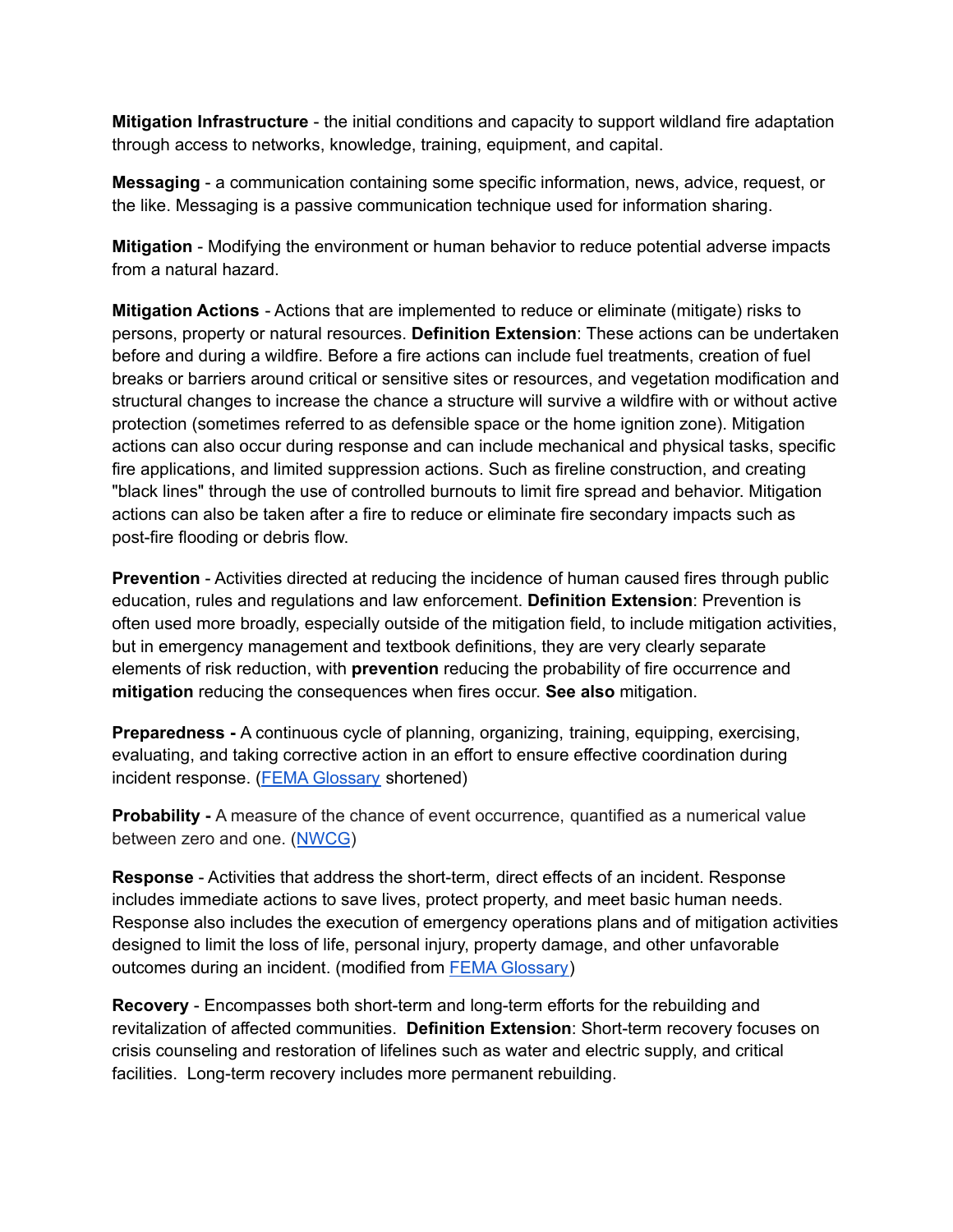**Mitigation Infrastructure** - the initial conditions and capacity to support wildland fire adaptation through access to networks, knowledge, training, equipment, and capital.

**Messaging** - a communication containing some specific information, news, advice, request, or the like. Messaging is a passive communication technique used for information sharing.

**Mitigation** - Modifying the environment or human behavior to reduce potential adverse impacts from a natural hazard.

**Mitigation Actions** - Actions that are implemented to reduce or eliminate (mitigate) risks to persons, property or natural resources. **Definition Extension**: These actions can be undertaken before and during a wildfire. Before a fire actions can include fuel treatments, creation of fuel breaks or barriers around critical or sensitive sites or resources, and vegetation modification and structural changes to increase the chance a structure will survive a wildfire with or without active protection (sometimes referred to as defensible space or the home ignition zone). Mitigation actions can also occur during response and can include mechanical and physical tasks, specific fire applications, and limited suppression actions. Such as fireline construction, and creating "black lines" through the use of controlled burnouts to limit fire spread and behavior. Mitigation actions can also be taken after a fire to reduce or eliminate fire secondary impacts such as post-fire flooding or debris flow.

**Prevention** - Activities directed at reducing the incidence of human caused fires through public education, rules and regulations and law enforcement. **Definition Extension**: Prevention is often used more broadly, especially outside of the mitigation field, to include mitigation activities, but in emergency management and textbook definitions, they are very clearly separate elements of risk reduction, with **prevention** reducing the probability of fire occurrence and **mitigation** reducing the consequences when fires occur. **See also** mitigation.

**Preparedness -** A continuous cycle of planning, organizing, training, equipping, exercising, evaluating, and taking corrective action in an effort to ensure effective coordination during incident response. (FEMA Glossary shortened)

**Probability -** A measure of the chance of event occurrence, quantified as a numerical value between zero and one. (NWCG)

**Response** - Activities that address the short-term, direct effects of an incident. Response includes immediate actions to save lives, protect property, and meet basic human needs. Response also includes the execution of emergency operations plans and of mitigation activities designed to limit the loss of life, personal injury, property damage, and other unfavorable outcomes during an incident. (modified from FEMA Glossary)

**Recovery** - Encompasses both short-term and long-term efforts for the rebuilding and revitalization of affected communities. **Definition Extension**: Short-term recovery focuses on crisis counseling and restoration of lifelines such as water and electric supply, and critical facilities. Long-term recovery includes more permanent rebuilding.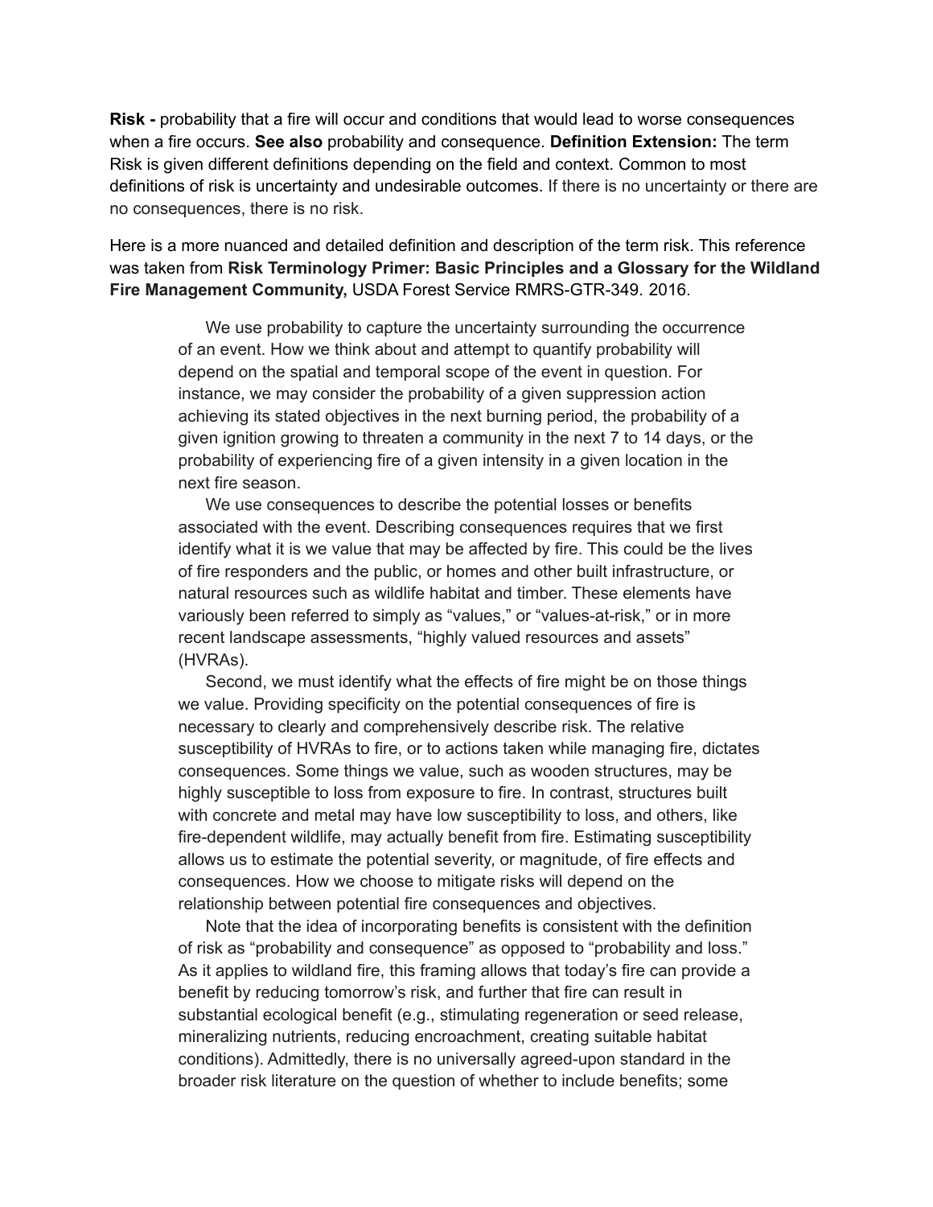**Risk -** probability that a fire will occur and conditions that would lead to worse consequences when a fire occurs. **See also** probability and consequence. **Definition Extension:** The term Risk is given different definitions depending on the field and context. Common to most definitions of risk is uncertainty and undesirable outcomes. If there is no uncertainty or there are no consequences, there is no risk.

Here is a more nuanced and detailed definition and description of the term risk. This reference was taken from **Risk Terminology Primer: Basic Principles and a Glossary for the Wildland Fire Management Community,** USDA Forest Service RMRS-GTR-349. 2016.

> We use probability to capture the uncertainty surrounding the occurrence of an event. How we think about and attempt to quantify probability will depend on the spatial and temporal scope of the event in question. For instance, we may consider the probability of a given suppression action achieving its stated objectives in the next burning period, the probability of a given ignition growing to threaten a community in the next 7 to 14 days, or the probability of experiencing fire of a given intensity in a given location in the next fire season.
>
> We use consequences to describe the potential losses or benefits associated with the event. Describing consequences requires that we first identify what it is we value that may be affected by fire. This could be the lives of fire responders and the public, or homes and other built infrastructure, or natural resources such as wildlife habitat and timber. These elements have variously been referred to simply as "values," or "values-at-risk," or in more recent landscape assessments, "highly valued resources and assets" (HVRAs).
>
> Second, we must identify what the effects of fire might be on those things we value. Providing specificity on the potential consequences of fire is necessary to clearly and comprehensively describe risk. The relative susceptibility of HVRAs to fire, or to actions taken while managing fire, dictates consequences. Some things we value, such as wooden structures, may be highly susceptible to loss from exposure to fire. In contrast, structures built with concrete and metal may have low susceptibility to loss, and others, like fire-dependent wildlife, may actually benefit from fire. Estimating susceptibility allows us to estimate the potential severity, or magnitude, of fire effects and consequences. How we choose to mitigate risks will depend on the relationship between potential fire consequences and objectives.
>
> Note that the idea of incorporating benefits is consistent with the definition of risk as "probability and consequence" as opposed to "probability and loss." As it applies to wildland fire, this framing allows that today's fire can provide a benefit by reducing tomorrow's risk, and further that fire can result in substantial ecological benefit (e.g., stimulating regeneration or seed release, mineralizing nutrients, reducing encroachment, creating suitable habitat conditions). Admittedly, there is no universally agreed-upon standard in the broader risk literature on the question of whether to include benefits; some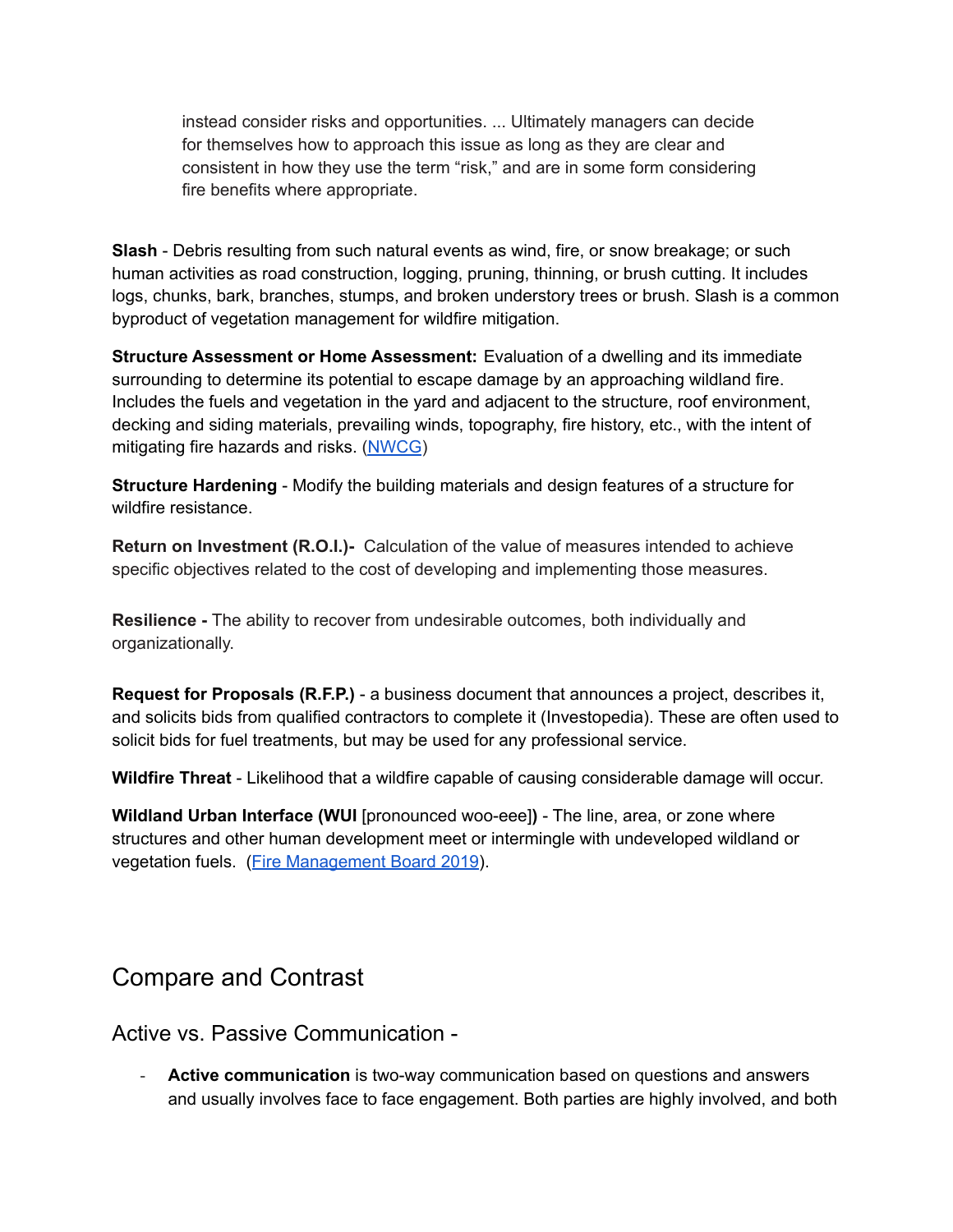> instead consider risks and opportunities. ... Ultimately managers can decide for themselves how to approach this issue as long as they are clear and consistent in how they use the term "risk," and are in some form considering fire benefits where appropriate.

**Slash** - Debris resulting from such natural events as wind, fire, or snow breakage; or such human activities as road construction, logging, pruning, thinning, or brush cutting. It includes logs, chunks, bark, branches, stumps, and broken understory trees or brush. Slash is a common byproduct of vegetation management for wildfire mitigation.

**Structure Assessment or Home Assessment:** Evaluation of a dwelling and its immediate surrounding to determine its potential to escape damage by an approaching wildland fire. Includes the fuels and vegetation in the yard and adjacent to the structure, roof environment, decking and siding materials, prevailing winds, topography, fire history, etc., with the intent of mitigating fire hazards and risks. (NWCG)

**Structure Hardening** - Modify the building materials and design features of a structure for wildfire resistance.

**Return on Investment (R.O.I.)-** Calculation of the value of measures intended to achieve specific objectives related to the cost of developing and implementing those measures.

**Resilience -** The ability to recover from undesirable outcomes, both individually and organizationally.

**Request for Proposals (R.F.P.)** - a business document that announces a project, describes it, and solicits bids from qualified contractors to complete it (Investopedia). These are often used to solicit bids for fuel treatments, but may be used for any professional service.

**Wildfire Threat** - Likelihood that a wildfire capable of causing considerable damage will occur.

**Wildland Urban Interface (WUI** [pronounced woo-eee]**)** - The line, area, or zone where structures and other human development meet or intermingle with undeveloped wildland or vegetation fuels. (Fire Management Board 2019).

# Compare and Contrast

## Active vs. Passive Communication -

- **Active communication** is two-way communication based on questions and answers and usually involves face to face engagement. Both parties are highly involved, and both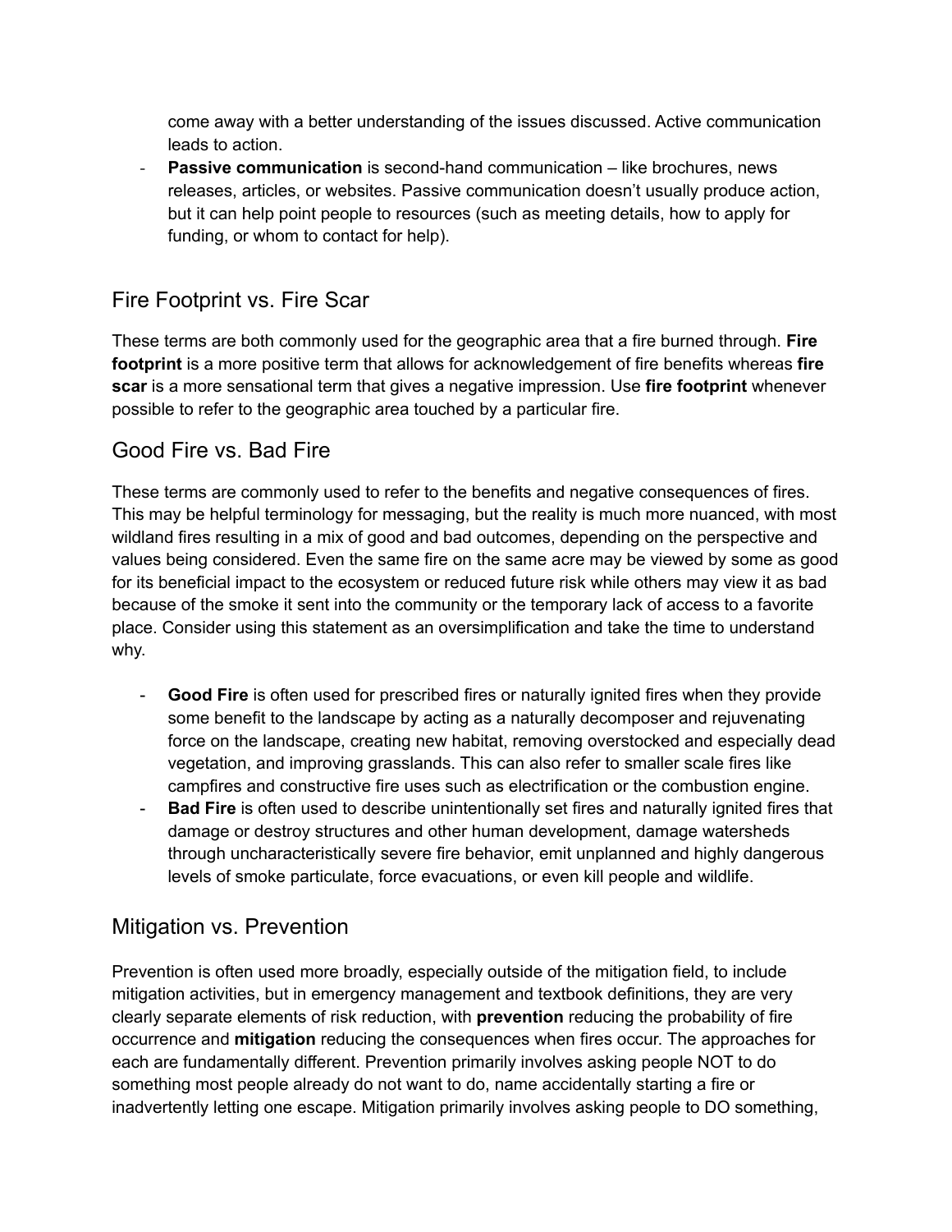come away with a better understanding of the issues discussed. Active communication leads to action.

- **Passive communication** is second-hand communication – like brochures, news releases, articles, or websites. Passive communication doesn't usually produce action, but it can help point people to resources (such as meeting details, how to apply for funding, or whom to contact for help).

## Fire Footprint vs. Fire Scar

These terms are both commonly used for the geographic area that a fire burned through. **Fire footprint** is a more positive term that allows for acknowledgement of fire benefits whereas **fire scar** is a more sensational term that gives a negative impression. Use **fire footprint** whenever possible to refer to the geographic area touched by a particular fire.

## Good Fire vs. Bad Fire

These terms are commonly used to refer to the benefits and negative consequences of fires. This may be helpful terminology for messaging, but the reality is much more nuanced, with most wildland fires resulting in a mix of good and bad outcomes, depending on the perspective and values being considered. Even the same fire on the same acre may be viewed by some as good for its beneficial impact to the ecosystem or reduced future risk while others may view it as bad because of the smoke it sent into the community or the temporary lack of access to a favorite place. Consider using this statement as an oversimplification and take the time to understand why.

- **Good Fire** is often used for prescribed fires or naturally ignited fires when they provide some benefit to the landscape by acting as a naturally decomposer and rejuvenating force on the landscape, creating new habitat, removing overstocked and especially dead vegetation, and improving grasslands. This can also refer to smaller scale fires like campfires and constructive fire uses such as electrification or the combustion engine.
- **Bad Fire** is often used to describe unintentionally set fires and naturally ignited fires that damage or destroy structures and other human development, damage watersheds through uncharacteristically severe fire behavior, emit unplanned and highly dangerous levels of smoke particulate, force evacuations, or even kill people and wildlife.

## Mitigation vs. Prevention

Prevention is often used more broadly, especially outside of the mitigation field, to include mitigation activities, but in emergency management and textbook definitions, they are very clearly separate elements of risk reduction, with **prevention** reducing the probability of fire occurrence and **mitigation** reducing the consequences when fires occur. The approaches for each are fundamentally different. Prevention primarily involves asking people NOT to do something most people already do not want to do, name accidentally starting a fire or inadvertently letting one escape. Mitigation primarily involves asking people to DO something,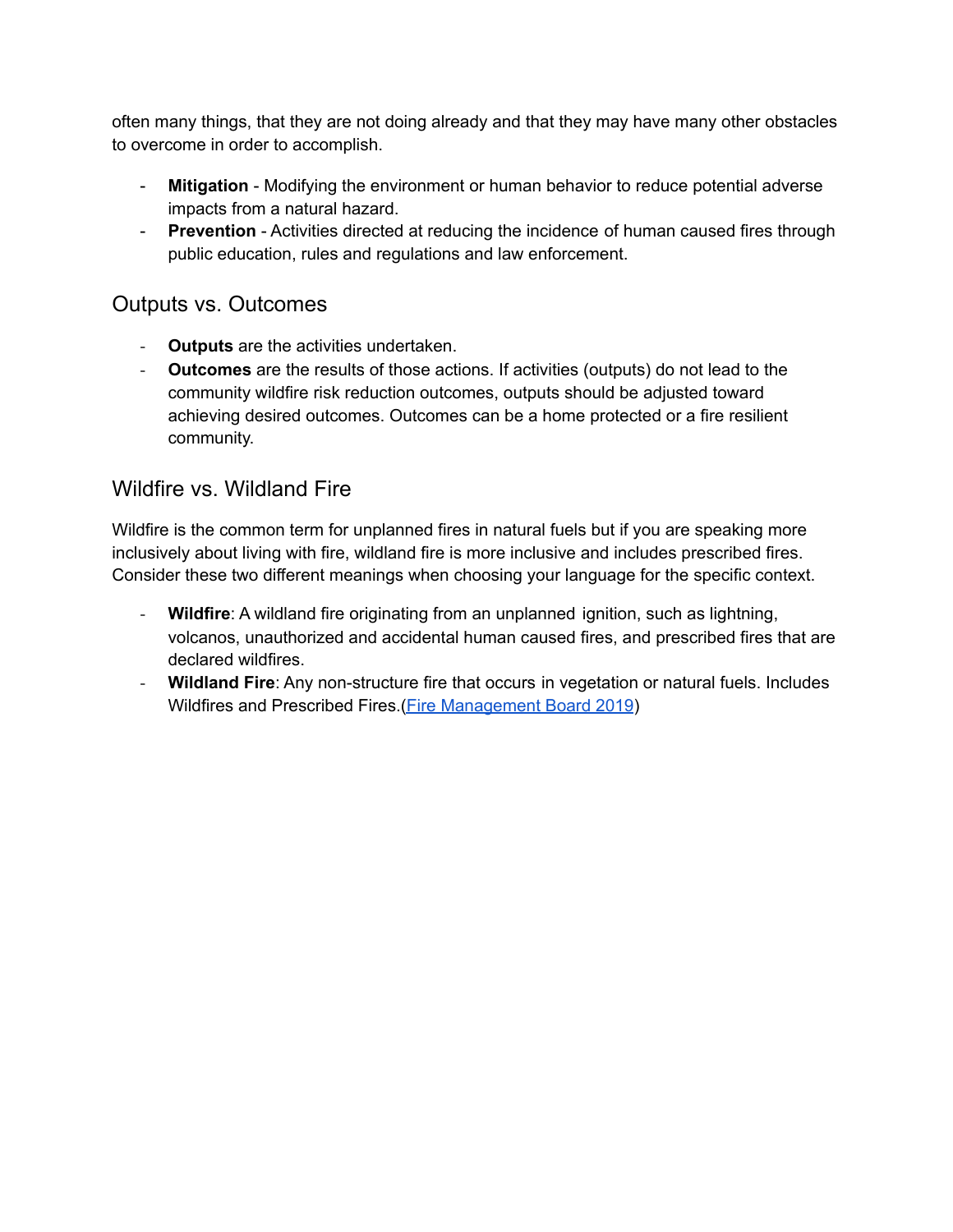often many things, that they are not doing already and that they may have many other obstacles to overcome in order to accomplish.

- **Mitigation** - Modifying the environment or human behavior to reduce potential adverse impacts from a natural hazard.
- **Prevention** - Activities directed at reducing the incidence of human caused fires through public education, rules and regulations and law enforcement.

## Outputs vs. Outcomes

- **Outputs** are the activities undertaken.
- **Outcomes** are the results of those actions. If activities (outputs) do not lead to the community wildfire risk reduction outcomes, outputs should be adjusted toward achieving desired outcomes. Outcomes can be a home protected or a fire resilient community.

## Wildfire vs. Wildland Fire

Wildfire is the common term for unplanned fires in natural fuels but if you are speaking more inclusively about living with fire, wildland fire is more inclusive and includes prescribed fires. Consider these two different meanings when choosing your language for the specific context.

- **Wildfire**: A wildland fire originating from an unplanned ignition, such as lightning, volcanos, unauthorized and accidental human caused fires, and prescribed fires that are declared wildfires.
- **Wildland Fire**: Any non-structure fire that occurs in vegetation or natural fuels. Includes Wildfires and Prescribed Fires.(Fire Management Board 2019)